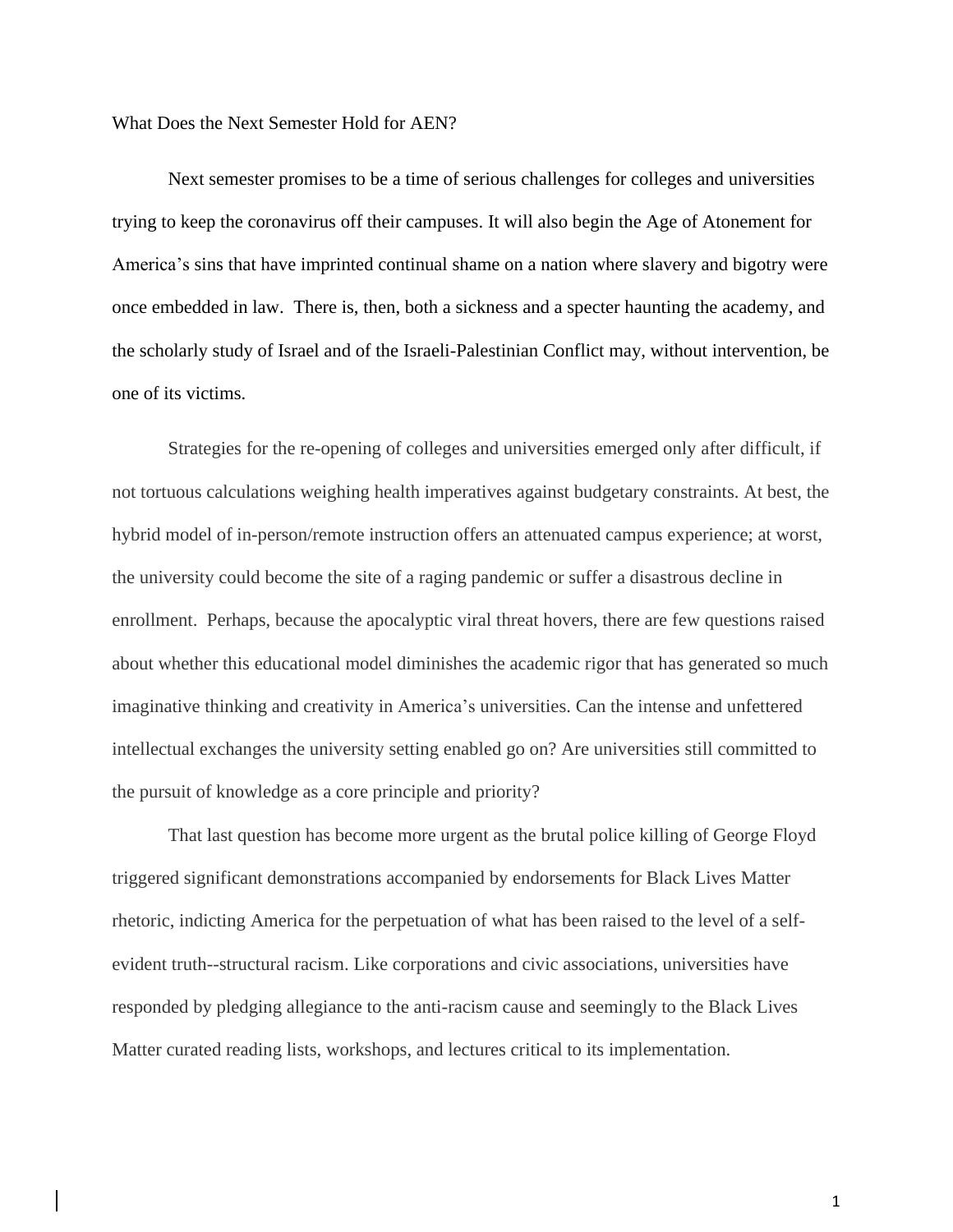# What Does the Next Semester Hold for AEN?

Next semester promises to be a time of serious challenges for colleges and universities trying to keep the coronavirus off their campuses. It will also begin the Age of Atonement for America's sins that have imprinted continual shame on a nation where slavery and bigotry were once embedded in law. There is, then, both a sickness and a specter haunting the academy, and the scholarly study of Israel and of the Israeli-Palestinian Conflict may, without intervention, be one of its victims.

Strategies for the re-opening of colleges and universities emerged only after difficult, if not tortuous calculations weighing health imperatives against budgetary constraints. At best, the hybrid model of in-person/remote instruction offers an attenuated campus experience; at worst, the university could become the site of a raging pandemic or suffer a disastrous decline in enrollment. Perhaps, because the apocalyptic viral threat hovers, there are few questions raised about whether this educational model diminishes the academic rigor that has generated so much imaginative thinking and creativity in America's universities. Can the intense and unfettered intellectual exchanges the university setting enabled go on? Are universities still committed to the pursuit of knowledge as a core principle and priority?

That last question has become more urgent as the brutal police killing of George Floyd triggered significant demonstrations accompanied by endorsements for Black Lives Matter rhetoric, indicting America for the perpetuation of what has been raised to the level of a self-evident truth--structural racism. Like corporations and civic associations, universities have responded by pledging allegiance to the anti-racism cause and seemingly to the Black Lives Matter curated reading lists, workshops, and lectures critical to its implementation.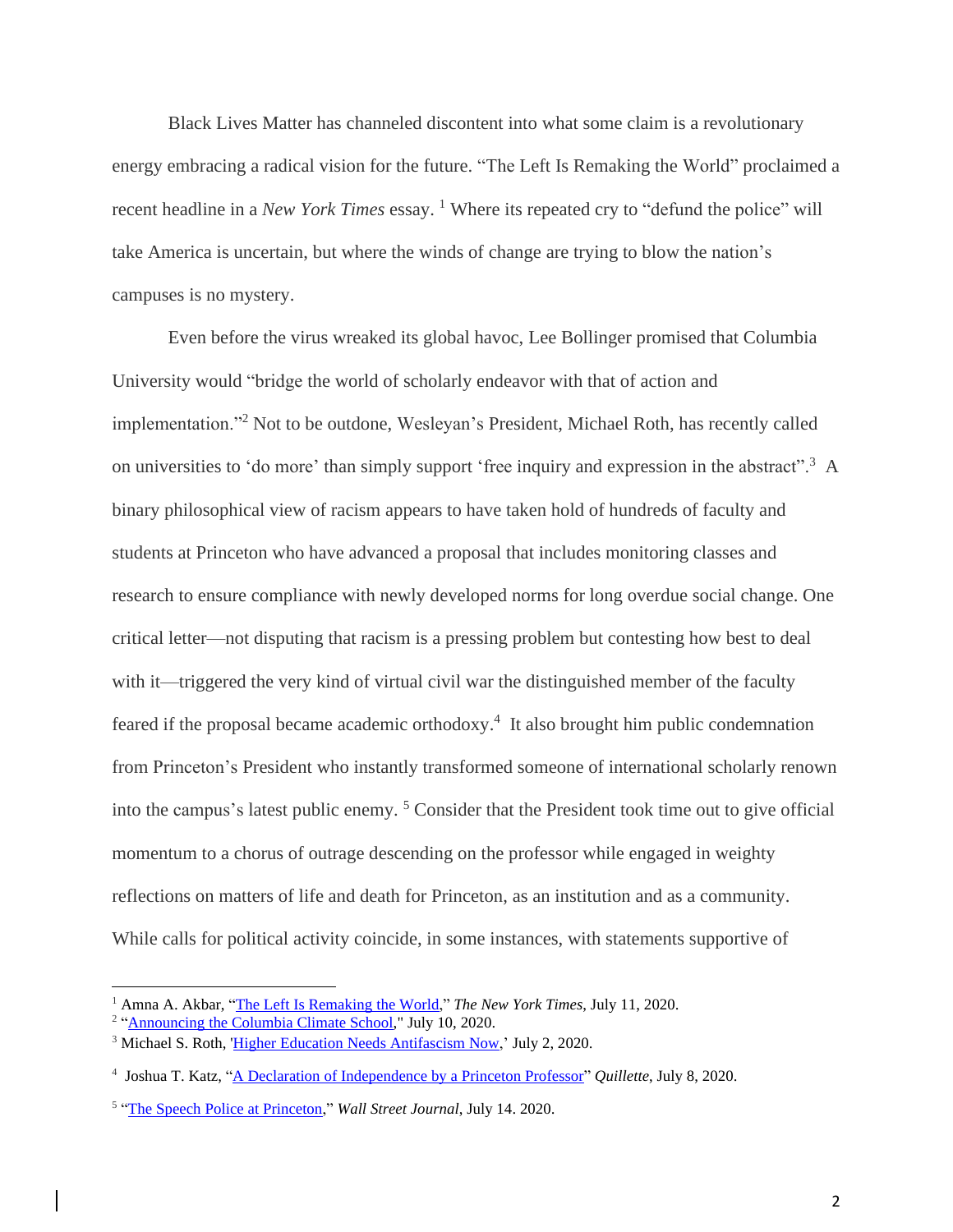Black Lives Matter has channeled discontent into what some claim is a revolutionary energy embracing a radical vision for the future. "The Left Is Remaking the World" proclaimed a recent headline in a *New York Times* essay. [1] Where its repeated cry to "defund the police" will take America is uncertain, but where the winds of change are trying to blow the nation's campuses is no mystery.

Even before the virus wreaked its global havoc, Lee Bollinger promised that Columbia University would "bridge the world of scholarly endeavor with that of action and implementation."[2] Not to be outdone, Wesleyan's President, Michael Roth, has recently called on universities to 'do more' than simply support 'free inquiry and expression in the abstract".[3] A binary philosophical view of racism appears to have taken hold of hundreds of faculty and students at Princeton who have advanced a proposal that includes monitoring classes and research to ensure compliance with newly developed norms for long overdue social change. One critical letter—not disputing that racism is a pressing problem but contesting how best to deal with it—triggered the very kind of virtual civil war the distinguished member of the faculty feared if the proposal became academic orthodoxy.[4] It also brought him public condemnation from Princeton's President who instantly transformed someone of international scholarly renown into the campus's latest public enemy. [5] Consider that the President took time out to give official momentum to a chorus of outrage descending on the professor while engaged in weighty reflections on matters of life and death for Princeton, as an institution and as a community. While calls for political activity coincide, in some instances, with statements supportive of

---

[1] Amna A. Akbar, "The Left Is Remaking the World," *The New York Times*, July 11, 2020.

[2] "Announcing the Columbia Climate School," July 10, 2020.

[3] Michael S. Roth, 'Higher Education Needs Antifascism Now,' July 2, 2020.

[4] Joshua T. Katz, "A Declaration of Independence by a Princeton Professor" *Quillette*, July 8, 2020.

[5] "The Speech Police at Princeton," *Wall Street Journal*, July 14. 2020.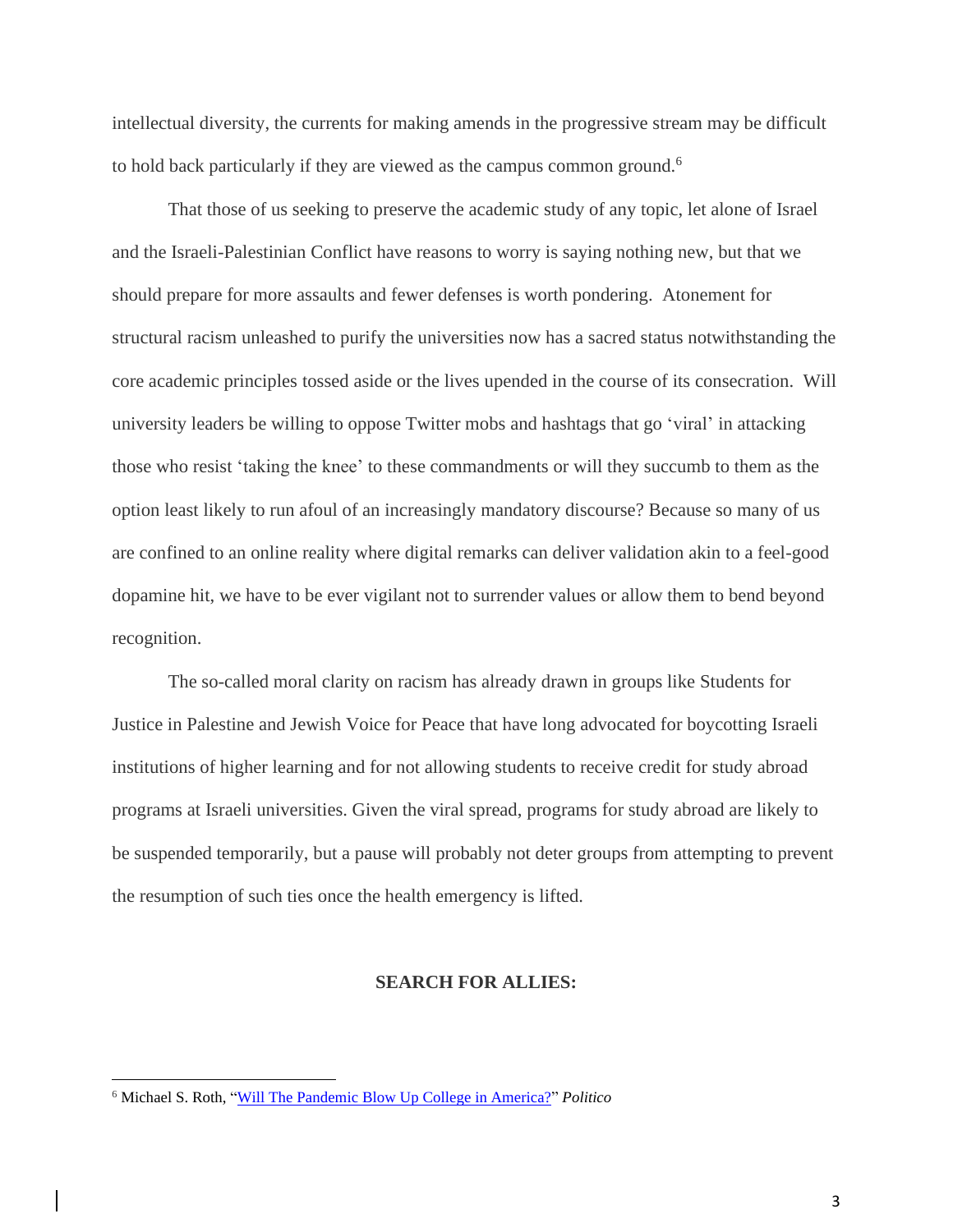intellectual diversity, the currents for making amends in the progressive stream may be difficult to hold back particularly if they are viewed as the campus common ground.[6]

That those of us seeking to preserve the academic study of any topic, let alone of Israel and the Israeli-Palestinian Conflict have reasons to worry is saying nothing new, but that we should prepare for more assaults and fewer defenses is worth pondering. Atonement for structural racism unleashed to purify the universities now has a sacred status notwithstanding the core academic principles tossed aside or the lives upended in the course of its consecration. Will university leaders be willing to oppose Twitter mobs and hashtags that go 'viral' in attacking those who resist 'taking the knee' to these commandments or will they succumb to them as the option least likely to run afoul of an increasingly mandatory discourse? Because so many of us are confined to an online reality where digital remarks can deliver validation akin to a feel-good dopamine hit, we have to be ever vigilant not to surrender values or allow them to bend beyond recognition.

The so-called moral clarity on racism has already drawn in groups like Students for Justice in Palestine and Jewish Voice for Peace that have long advocated for boycotting Israeli institutions of higher learning and for not allowing students to receive credit for study abroad programs at Israeli universities. Given the viral spread, programs for study abroad are likely to be suspended temporarily, but a pause will probably not deter groups from attempting to prevent the resumption of such ties once the health emergency is lifted.

## SEARCH FOR ALLIES:

---

[6] Michael S. Roth, "Will The Pandemic Blow Up College in America?" *Politico*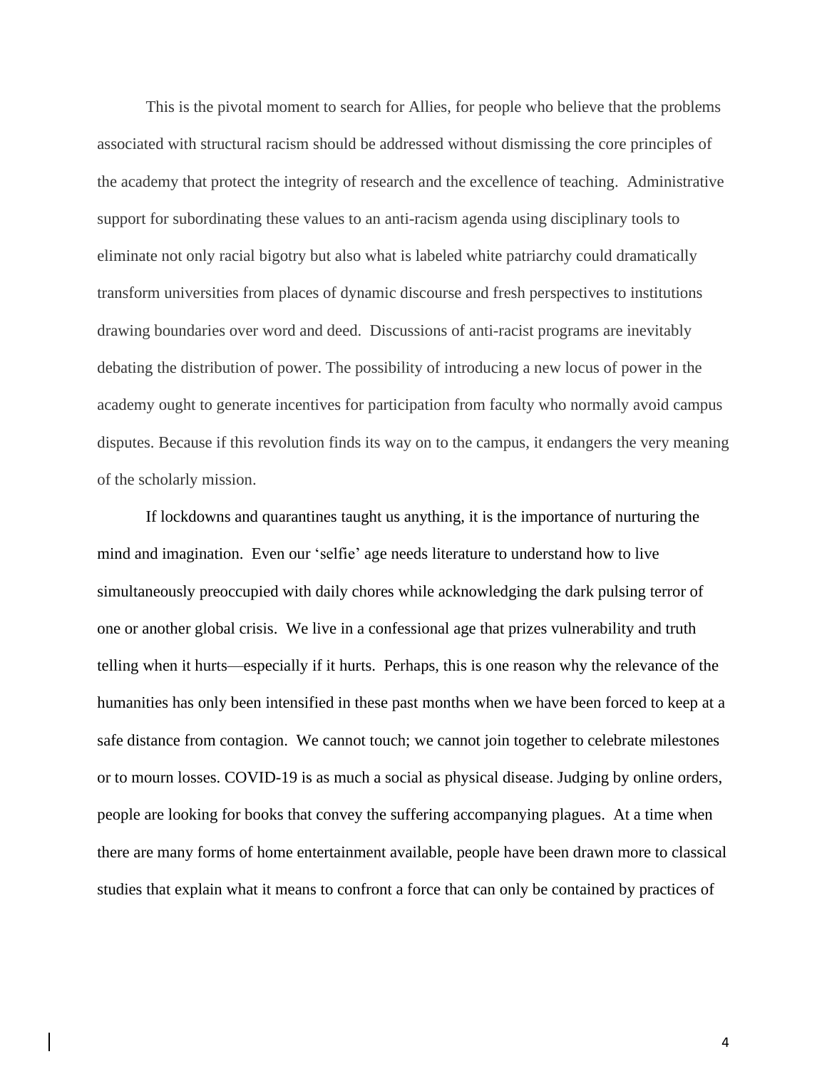This is the pivotal moment to search for Allies, for people who believe that the problems associated with structural racism should be addressed without dismissing the core principles of the academy that protect the integrity of research and the excellence of teaching. Administrative support for subordinating these values to an anti-racism agenda using disciplinary tools to eliminate not only racial bigotry but also what is labeled white patriarchy could dramatically transform universities from places of dynamic discourse and fresh perspectives to institutions drawing boundaries over word and deed. Discussions of anti-racist programs are inevitably debating the distribution of power. The possibility of introducing a new locus of power in the academy ought to generate incentives for participation from faculty who normally avoid campus disputes. Because if this revolution finds its way on to the campus, it endangers the very meaning of the scholarly mission.

If lockdowns and quarantines taught us anything, it is the importance of nurturing the mind and imagination. Even our 'selfie' age needs literature to understand how to live simultaneously preoccupied with daily chores while acknowledging the dark pulsing terror of one or another global crisis. We live in a confessional age that prizes vulnerability and truth telling when it hurts—especially if it hurts. Perhaps, this is one reason why the relevance of the humanities has only been intensified in these past months when we have been forced to keep at a safe distance from contagion. We cannot touch; we cannot join together to celebrate milestones or to mourn losses. COVID-19 is as much a social as physical disease. Judging by online orders, people are looking for books that convey the suffering accompanying plagues. At a time when there are many forms of home entertainment available, people have been drawn more to classical studies that explain what it means to confront a force that can only be contained by practices of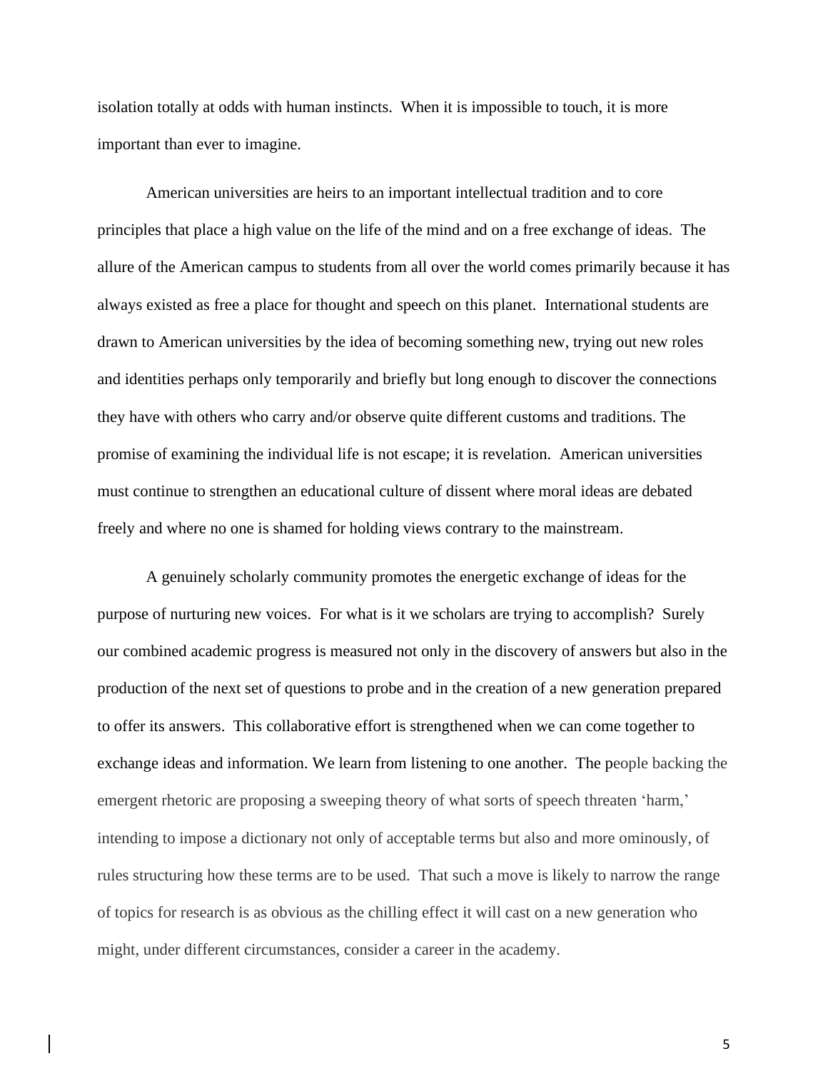isolation totally at odds with human instincts. When it is impossible to touch, it is more important than ever to imagine.

American universities are heirs to an important intellectual tradition and to core principles that place a high value on the life of the mind and on a free exchange of ideas. The allure of the American campus to students from all over the world comes primarily because it has always existed as free a place for thought and speech on this planet. International students are drawn to American universities by the idea of becoming something new, trying out new roles and identities perhaps only temporarily and briefly but long enough to discover the connections they have with others who carry and/or observe quite different customs and traditions. The promise of examining the individual life is not escape; it is revelation. American universities must continue to strengthen an educational culture of dissent where moral ideas are debated freely and where no one is shamed for holding views contrary to the mainstream.

A genuinely scholarly community promotes the energetic exchange of ideas for the purpose of nurturing new voices. For what is it we scholars are trying to accomplish? Surely our combined academic progress is measured not only in the discovery of answers but also in the production of the next set of questions to probe and in the creation of a new generation prepared to offer its answers. This collaborative effort is strengthened when we can come together to exchange ideas and information. We learn from listening to one another. The people backing the emergent rhetoric are proposing a sweeping theory of what sorts of speech threaten 'harm,' intending to impose a dictionary not only of acceptable terms but also and more ominously, of rules structuring how these terms are to be used. That such a move is likely to narrow the range of topics for research is as obvious as the chilling effect it will cast on a new generation who might, under different circumstances, consider a career in the academy.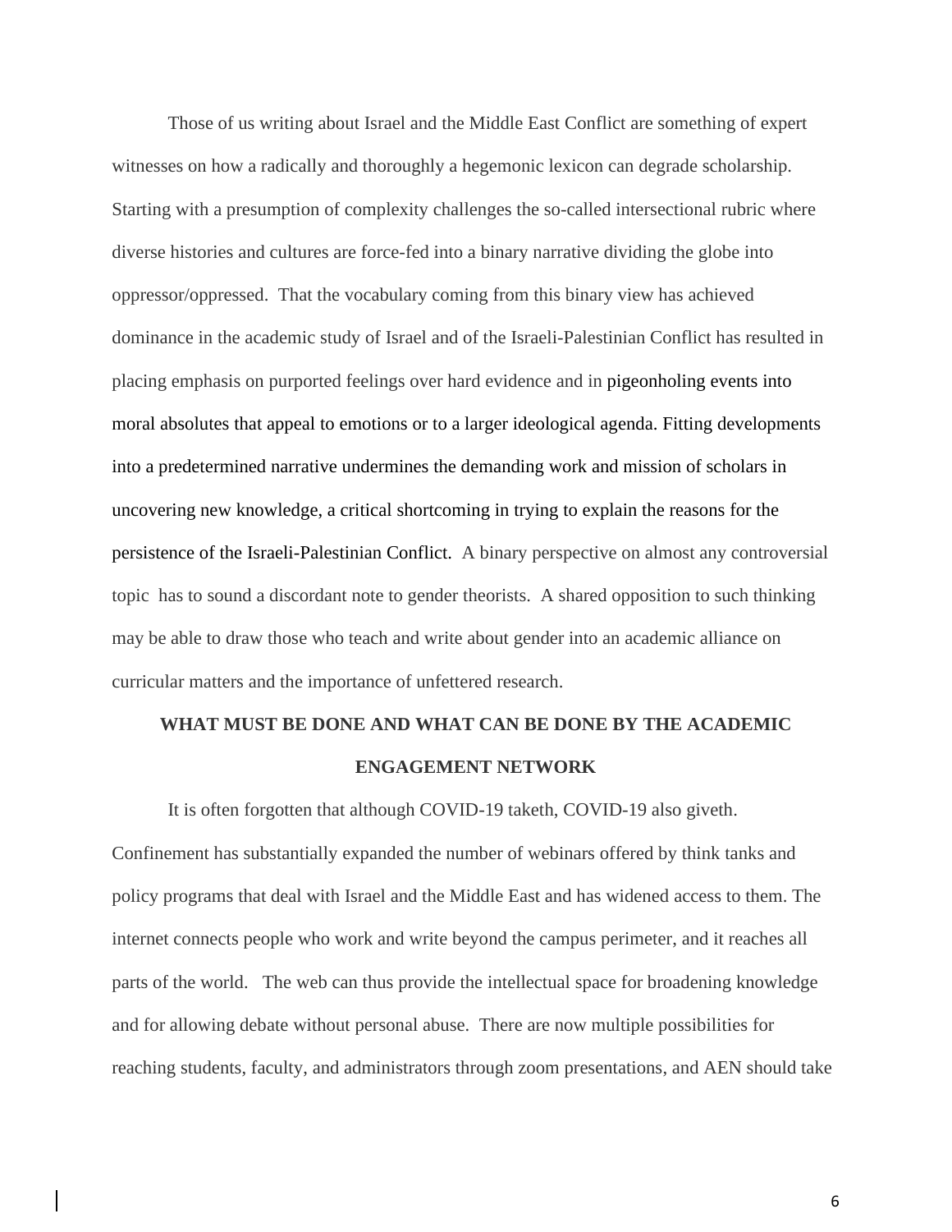Those of us writing about Israel and the Middle East Conflict are something of expert witnesses on how a radically and thoroughly a hegemonic lexicon can degrade scholarship. Starting with a presumption of complexity challenges the so-called intersectional rubric where diverse histories and cultures are force-fed into a binary narrative dividing the globe into oppressor/oppressed. That the vocabulary coming from this binary view has achieved dominance in the academic study of Israel and of the Israeli-Palestinian Conflict has resulted in placing emphasis on purported feelings over hard evidence and in pigeonholing events into moral absolutes that appeal to emotions or to a larger ideological agenda. Fitting developments into a predetermined narrative undermines the demanding work and mission of scholars in uncovering new knowledge, a critical shortcoming in trying to explain the reasons for the persistence of the Israeli-Palestinian Conflict. A binary perspective on almost any controversial topic has to sound a discordant note to gender theorists. A shared opposition to such thinking may be able to draw those who teach and write about gender into an academic alliance on curricular matters and the importance of unfettered research.

## WHAT MUST BE DONE AND WHAT CAN BE DONE BY THE ACADEMIC ENGAGEMENT NETWORK

It is often forgotten that although COVID-19 taketh, COVID-19 also giveth. Confinement has substantially expanded the number of webinars offered by think tanks and policy programs that deal with Israel and the Middle East and has widened access to them. The internet connects people who work and write beyond the campus perimeter, and it reaches all parts of the world. The web can thus provide the intellectual space for broadening knowledge and for allowing debate without personal abuse. There are now multiple possibilities for reaching students, faculty, and administrators through zoom presentations, and AEN should take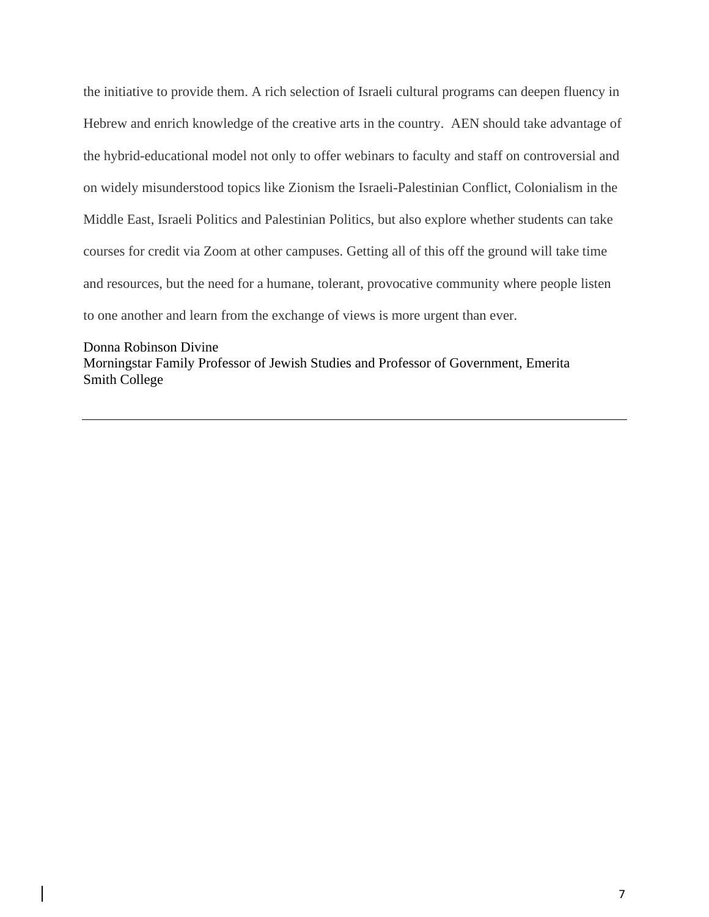the initiative to provide them. A rich selection of Israeli cultural programs can deepen fluency in Hebrew and enrich knowledge of the creative arts in the country.  AEN should take advantage of the hybrid-educational model not only to offer webinars to faculty and staff on controversial and on widely misunderstood topics like Zionism the Israeli-Palestinian Conflict, Colonialism in the Middle East, Israeli Politics and Palestinian Politics, but also explore whether students can take courses for credit via Zoom at other campuses. Getting all of this off the ground will take time and resources, but the need for a humane, tolerant, provocative community where people listen to one another and learn from the exchange of views is more urgent than ever.

Donna Robinson Divine
Morningstar Family Professor of Jewish Studies and Professor of Government, Emerita
Smith College

---